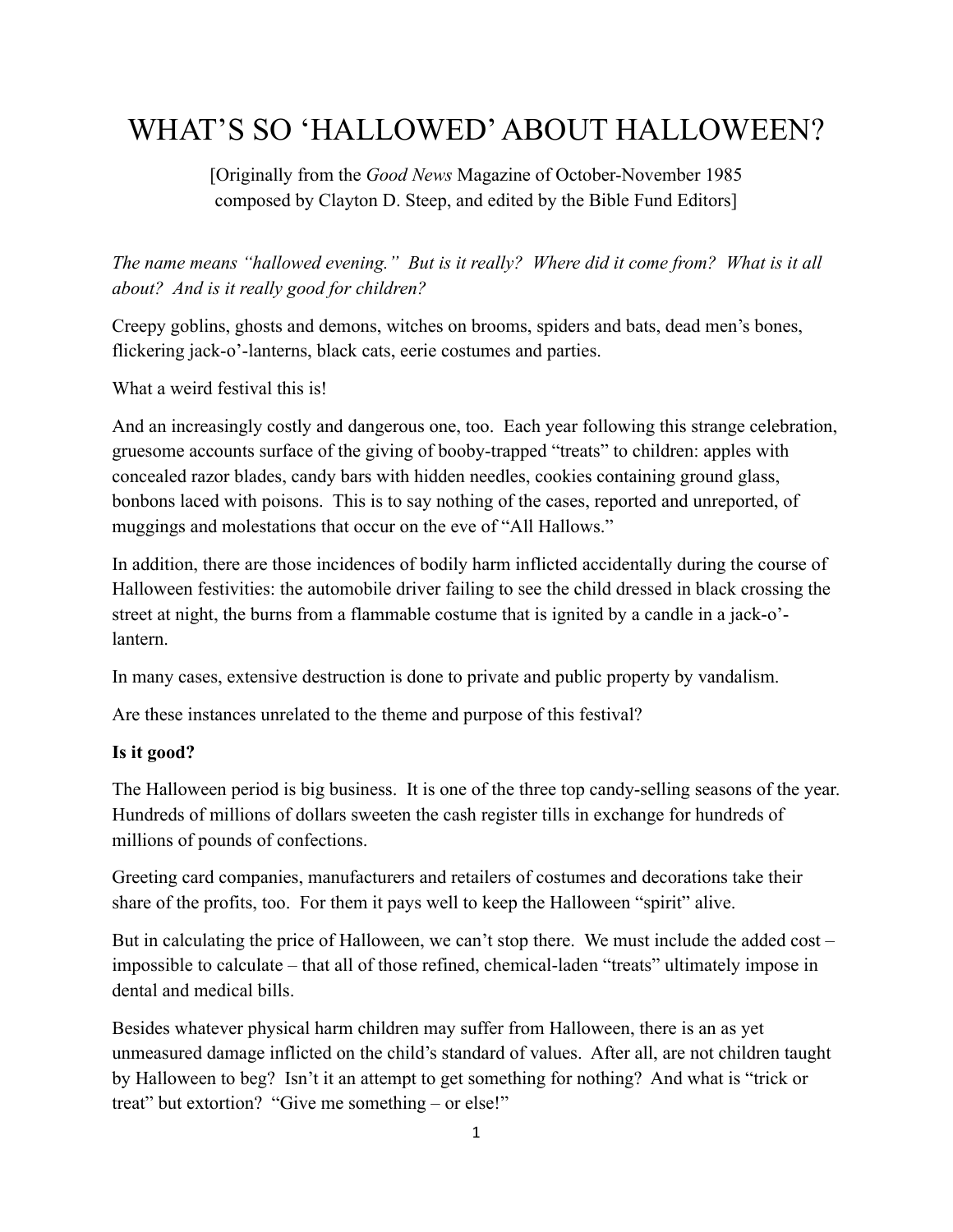# WHAT'S SO 'HALLOWED' ABOUT HALLOWEEN?

[Originally from the *Good News* Magazine of October-November 1985 composed by Clayton D. Steep, and edited by the Bible Fund Editors]

*The name means "hallowed evening." But is it really? Where did it come from? What is it all about? And is it really good for children?*

Creepy goblins, ghosts and demons, witches on brooms, spiders and bats, dead men's bones, flickering jack-o'-lanterns, black cats, eerie costumes and parties.

What a weird festival this is!

And an increasingly costly and dangerous one, too. Each year following this strange celebration, gruesome accounts surface of the giving of booby-trapped "treats" to children: apples with concealed razor blades, candy bars with hidden needles, cookies containing ground glass, bonbons laced with poisons. This is to say nothing of the cases, reported and unreported, of muggings and molestations that occur on the eve of "All Hallows."

In addition, there are those incidences of bodily harm inflicted accidentally during the course of Halloween festivities: the automobile driver failing to see the child dressed in black crossing the street at night, the burns from a flammable costume that is ignited by a candle in a jack-o'-lantern.

In many cases, extensive destruction is done to private and public property by vandalism.

Are these instances unrelated to the theme and purpose of this festival?

**Is it good?**

The Halloween period is big business. It is one of the three top candy-selling seasons of the year. Hundreds of millions of dollars sweeten the cash register tills in exchange for hundreds of millions of pounds of confections.

Greeting card companies, manufacturers and retailers of costumes and decorations take their share of the profits, too. For them it pays well to keep the Halloween "spirit" alive.

But in calculating the price of Halloween, we can't stop there. We must include the added cost – impossible to calculate – that all of those refined, chemical-laden "treats" ultimately impose in dental and medical bills.

Besides whatever physical harm children may suffer from Halloween, there is an as yet unmeasured damage inflicted on the child's standard of values. After all, are not children taught by Halloween to beg? Isn't it an attempt to get something for nothing? And what is "trick or treat" but extortion? "Give me something – or else!"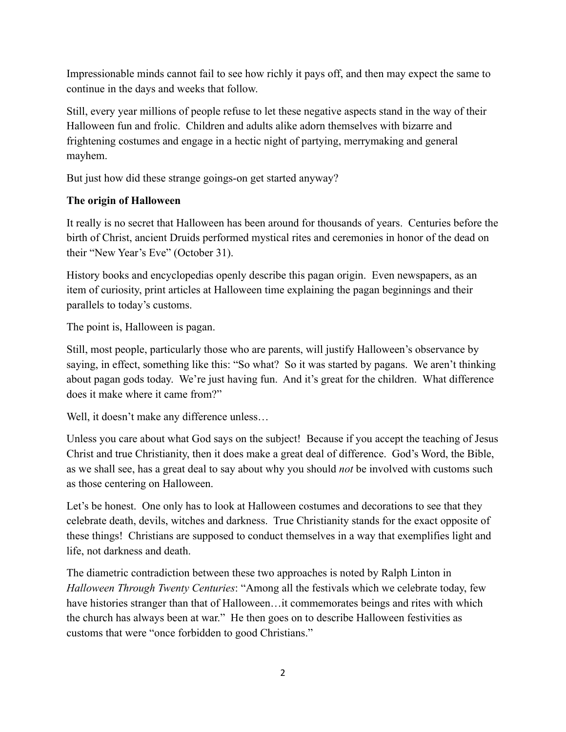Impressionable minds cannot fail to see how richly it pays off, and then may expect the same to continue in the days and weeks that follow.

Still, every year millions of people refuse to let these negative aspects stand in the way of their Halloween fun and frolic. Children and adults alike adorn themselves with bizarre and frightening costumes and engage in a hectic night of partying, merrymaking and general mayhem.

But just how did these strange goings-on get started anyway?

**The origin of Halloween**

It really is no secret that Halloween has been around for thousands of years. Centuries before the birth of Christ, ancient Druids performed mystical rites and ceremonies in honor of the dead on their "New Year's Eve" (October 31).

History books and encyclopedias openly describe this pagan origin. Even newspapers, as an item of curiosity, print articles at Halloween time explaining the pagan beginnings and their parallels to today's customs.

The point is, Halloween is pagan.

Still, most people, particularly those who are parents, will justify Halloween's observance by saying, in effect, something like this: "So what? So it was started by pagans. We aren't thinking about pagan gods today. We're just having fun. And it's great for the children. What difference does it make where it came from?"

Well, it doesn't make any difference unless…

Unless you care about what God says on the subject! Because if you accept the teaching of Jesus Christ and true Christianity, then it does make a great deal of difference. God's Word, the Bible, as we shall see, has a great deal to say about why you should *not* be involved with customs such as those centering on Halloween.

Let's be honest. One only has to look at Halloween costumes and decorations to see that they celebrate death, devils, witches and darkness. True Christianity stands for the exact opposite of these things! Christians are supposed to conduct themselves in a way that exemplifies light and life, not darkness and death.

The diametric contradiction between these two approaches is noted by Ralph Linton in *Halloween Through Twenty Centuries*: "Among all the festivals which we celebrate today, few have histories stranger than that of Halloween…it commemorates beings and rites with which the church has always been at war." He then goes on to describe Halloween festivities as customs that were "once forbidden to good Christians."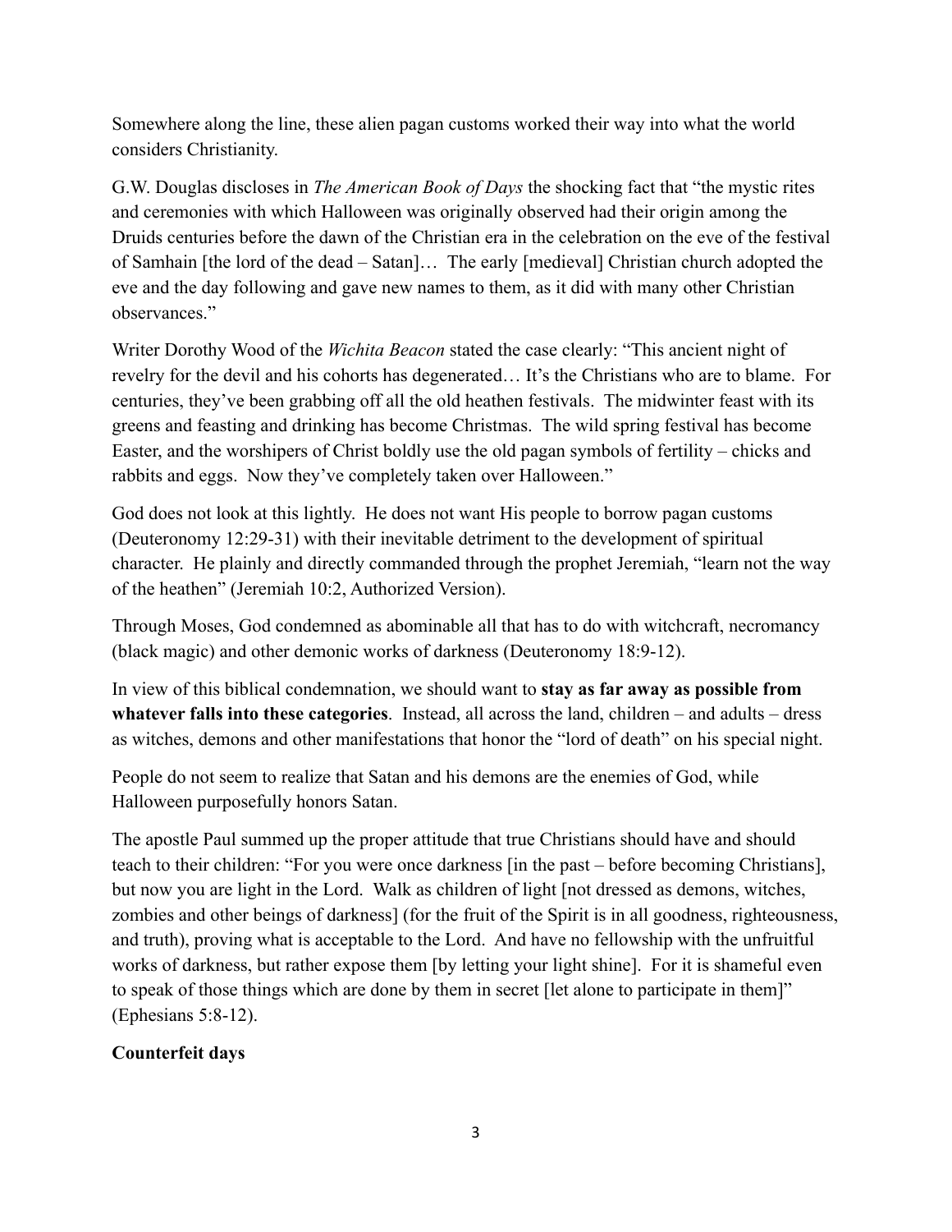Somewhere along the line, these alien pagan customs worked their way into what the world considers Christianity.

G.W. Douglas discloses in *The American Book of Days* the shocking fact that "the mystic rites and ceremonies with which Halloween was originally observed had their origin among the Druids centuries before the dawn of the Christian era in the celebration on the eve of the festival of Samhain [the lord of the dead – Satan]… The early [medieval] Christian church adopted the eve and the day following and gave new names to them, as it did with many other Christian observances."

Writer Dorothy Wood of the *Wichita Beacon* stated the case clearly: "This ancient night of revelry for the devil and his cohorts has degenerated… It's the Christians who are to blame. For centuries, they've been grabbing off all the old heathen festivals. The midwinter feast with its greens and feasting and drinking has become Christmas. The wild spring festival has become Easter, and the worshipers of Christ boldly use the old pagan symbols of fertility – chicks and rabbits and eggs. Now they've completely taken over Halloween."

God does not look at this lightly. He does not want His people to borrow pagan customs (Deuteronomy 12:29-31) with their inevitable detriment to the development of spiritual character. He plainly and directly commanded through the prophet Jeremiah, "learn not the way of the heathen" (Jeremiah 10:2, Authorized Version).

Through Moses, God condemned as abominable all that has to do with witchcraft, necromancy (black magic) and other demonic works of darkness (Deuteronomy 18:9-12).

In view of this biblical condemnation, we should want to **stay as far away as possible from whatever falls into these categories**. Instead, all across the land, children – and adults – dress as witches, demons and other manifestations that honor the "lord of death" on his special night.

People do not seem to realize that Satan and his demons are the enemies of God, while Halloween purposefully honors Satan.

The apostle Paul summed up the proper attitude that true Christians should have and should teach to their children: "For you were once darkness [in the past – before becoming Christians], but now you are light in the Lord. Walk as children of light [not dressed as demons, witches, zombies and other beings of darkness] (for the fruit of the Spirit is in all goodness, righteousness, and truth), proving what is acceptable to the Lord. And have no fellowship with the unfruitful works of darkness, but rather expose them [by letting your light shine]. For it is shameful even to speak of those things which are done by them in secret [let alone to participate in them]" (Ephesians 5:8-12).

**Counterfeit days**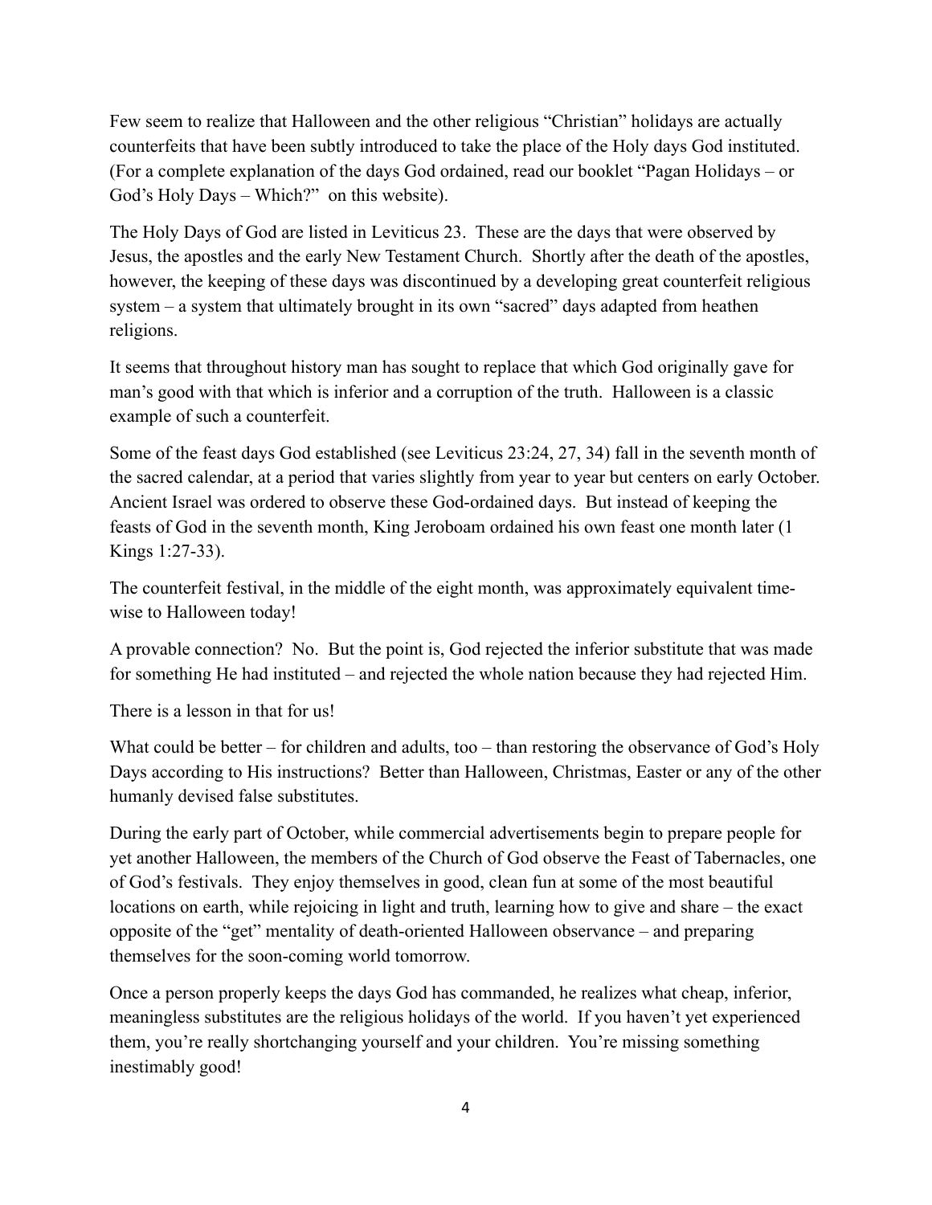Few seem to realize that Halloween and the other religious "Christian" holidays are actually counterfeits that have been subtly introduced to take the place of the Holy days God instituted. (For a complete explanation of the days God ordained, read our booklet "Pagan Holidays – or God's Holy Days – Which?" on this website).

The Holy Days of God are listed in Leviticus 23. These are the days that were observed by Jesus, the apostles and the early New Testament Church. Shortly after the death of the apostles, however, the keeping of these days was discontinued by a developing great counterfeit religious system – a system that ultimately brought in its own "sacred" days adapted from heathen religions.

It seems that throughout history man has sought to replace that which God originally gave for man's good with that which is inferior and a corruption of the truth. Halloween is a classic example of such a counterfeit.

Some of the feast days God established (see Leviticus 23:24, 27, 34) fall in the seventh month of the sacred calendar, at a period that varies slightly from year to year but centers on early October. Ancient Israel was ordered to observe these God-ordained days. But instead of keeping the feasts of God in the seventh month, King Jeroboam ordained his own feast one month later (1 Kings 1:27-33).

The counterfeit festival, in the middle of the eight month, was approximately equivalent time-wise to Halloween today!

A provable connection? No. But the point is, God rejected the inferior substitute that was made for something He had instituted – and rejected the whole nation because they had rejected Him.

There is a lesson in that for us!

What could be better – for children and adults, too – than restoring the observance of God's Holy Days according to His instructions? Better than Halloween, Christmas, Easter or any of the other humanly devised false substitutes.

During the early part of October, while commercial advertisements begin to prepare people for yet another Halloween, the members of the Church of God observe the Feast of Tabernacles, one of God's festivals. They enjoy themselves in good, clean fun at some of the most beautiful locations on earth, while rejoicing in light and truth, learning how to give and share – the exact opposite of the "get" mentality of death-oriented Halloween observance – and preparing themselves for the soon-coming world tomorrow.

Once a person properly keeps the days God has commanded, he realizes what cheap, inferior, meaningless substitutes are the religious holidays of the world. If you haven't yet experienced them, you're really shortchanging yourself and your children. You're missing something inestimably good!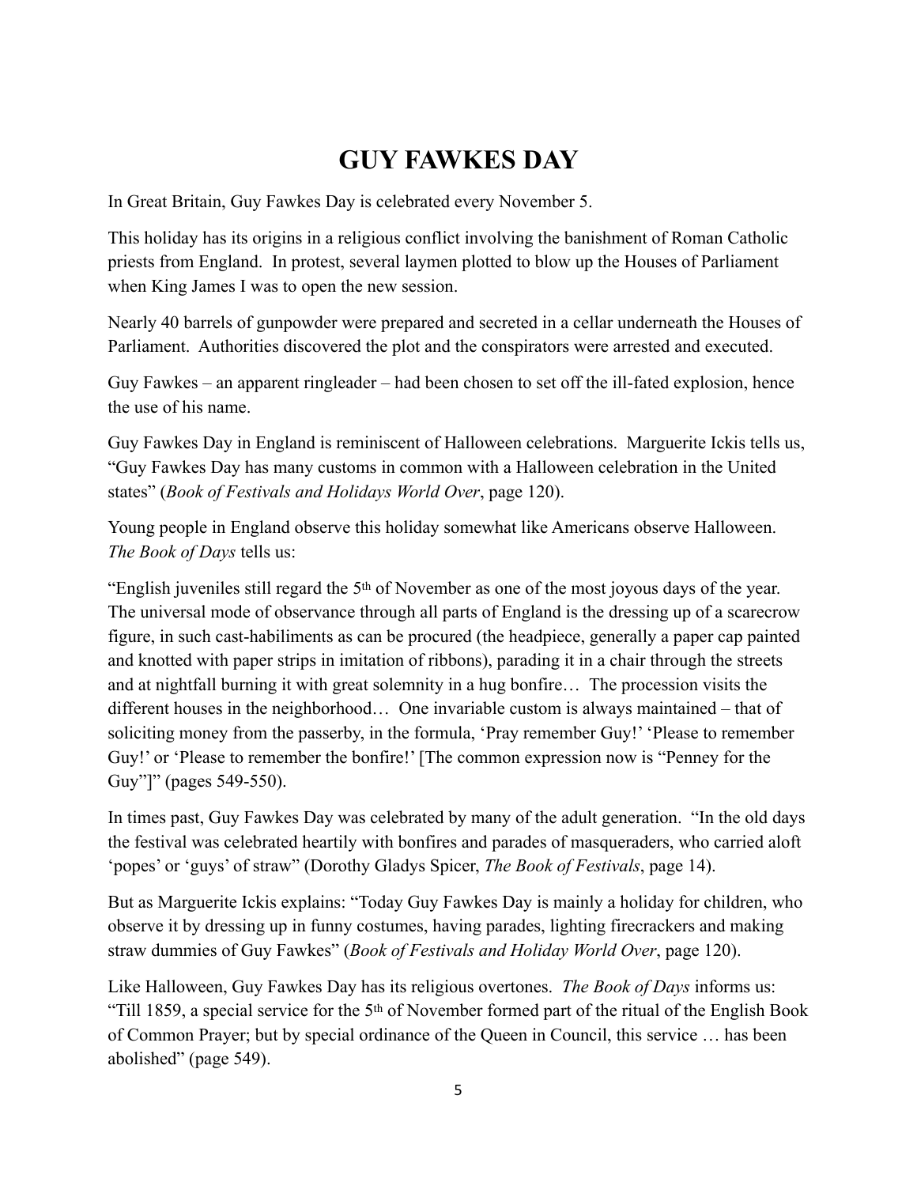# GUY FAWKES DAY

In Great Britain, Guy Fawkes Day is celebrated every November 5.

This holiday has its origins in a religious conflict involving the banishment of Roman Catholic priests from England. In protest, several laymen plotted to blow up the Houses of Parliament when King James I was to open the new session.

Nearly 40 barrels of gunpowder were prepared and secreted in a cellar underneath the Houses of Parliament. Authorities discovered the plot and the conspirators were arrested and executed.

Guy Fawkes – an apparent ringleader – had been chosen to set off the ill-fated explosion, hence the use of his name.

Guy Fawkes Day in England is reminiscent of Halloween celebrations. Marguerite Ickis tells us, "Guy Fawkes Day has many customs in common with a Halloween celebration in the United states" (*Book of Festivals and Holidays World Over*, page 120).

Young people in England observe this holiday somewhat like Americans observe Halloween. *The Book of Days* tells us:

"English juveniles still regard the 5th of November as one of the most joyous days of the year. The universal mode of observance through all parts of England is the dressing up of a scarecrow figure, in such cast-habiliments as can be procured (the headpiece, generally a paper cap painted and knotted with paper strips in imitation of ribbons), parading it in a chair through the streets and at nightfall burning it with great solemnity in a hug bonfire… The procession visits the different houses in the neighborhood… One invariable custom is always maintained – that of soliciting money from the passerby, in the formula, 'Pray remember Guy!' 'Please to remember Guy!' or 'Please to remember the bonfire!' [The common expression now is "Penney for the Guy"]" (pages 549-550).

In times past, Guy Fawkes Day was celebrated by many of the adult generation. "In the old days the festival was celebrated heartily with bonfires and parades of masqueraders, who carried aloft 'popes' or 'guys' of straw" (Dorothy Gladys Spicer, *The Book of Festivals*, page 14).

But as Marguerite Ickis explains: "Today Guy Fawkes Day is mainly a holiday for children, who observe it by dressing up in funny costumes, having parades, lighting firecrackers and making straw dummies of Guy Fawkes" (*Book of Festivals and Holiday World Over*, page 120).

Like Halloween, Guy Fawkes Day has its religious overtones. *The Book of Days* informs us: "Till 1859, a special service for the 5th of November formed part of the ritual of the English Book of Common Prayer; but by special ordinance of the Queen in Council, this service … has been abolished" (page 549).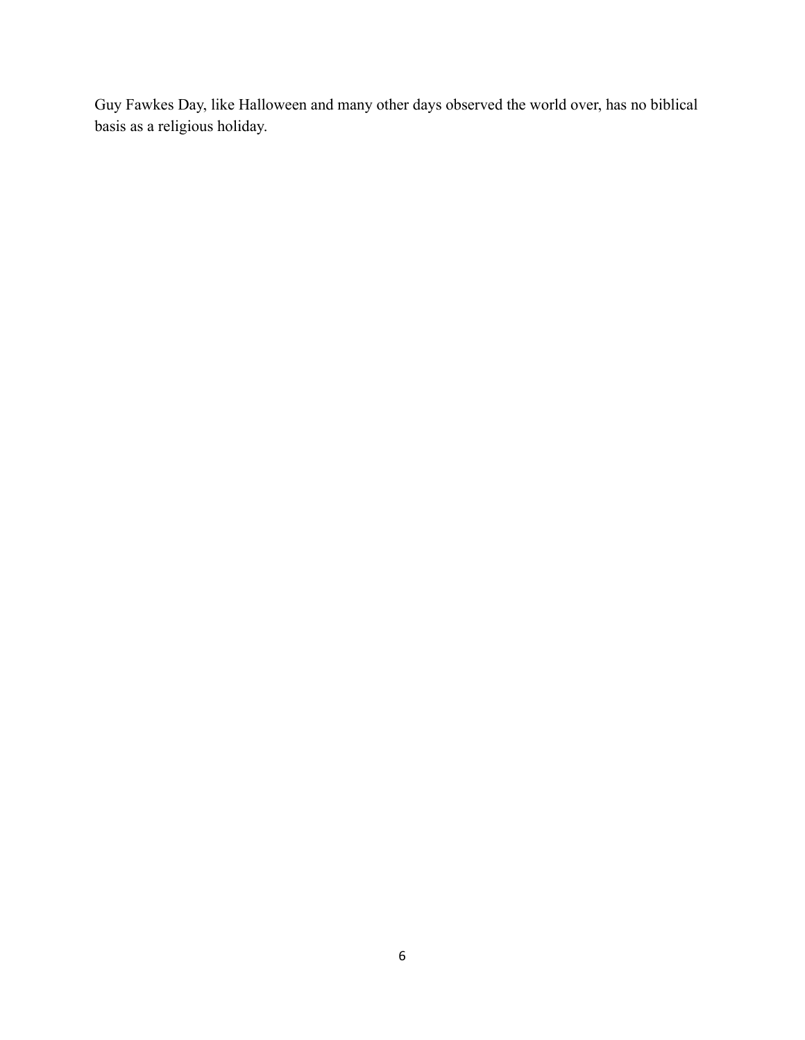Guy Fawkes Day, like Halloween and many other days observed the world over, has no biblical basis as a religious holiday.